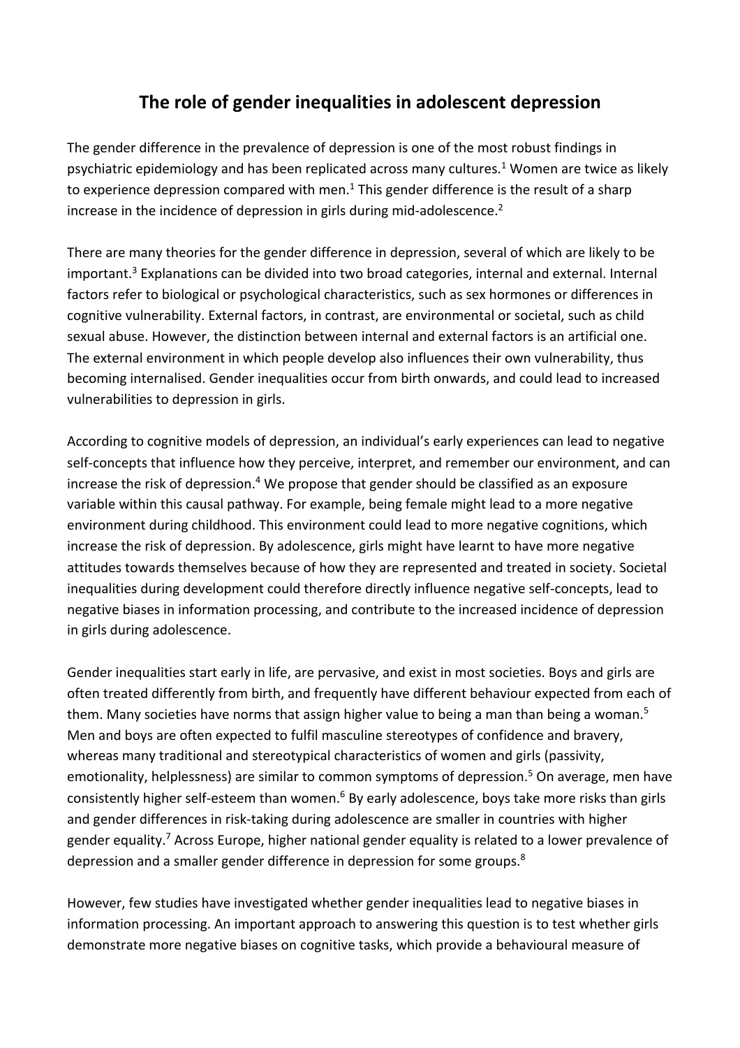# The role of gender inequalities in adolescent depression

The gender difference in the prevalence of depression is one of the most robust findings in psychiatric epidemiology and has been replicated across many cultures.[1] Women are twice as likely to experience depression compared with men.[1] This gender difference is the result of a sharp increase in the incidence of depression in girls during mid-adolescence.[2]

There are many theories for the gender difference in depression, several of which are likely to be important.[3] Explanations can be divided into two broad categories, internal and external. Internal factors refer to biological or psychological characteristics, such as sex hormones or differences in cognitive vulnerability. External factors, in contrast, are environmental or societal, such as child sexual abuse. However, the distinction between internal and external factors is an artificial one. The external environment in which people develop also influences their own vulnerability, thus becoming internalised. Gender inequalities occur from birth onwards, and could lead to increased vulnerabilities to depression in girls.

According to cognitive models of depression, an individual's early experiences can lead to negative self-concepts that influence how they perceive, interpret, and remember our environment, and can increase the risk of depression.[4] We propose that gender should be classified as an exposure variable within this causal pathway. For example, being female might lead to a more negative environment during childhood. This environment could lead to more negative cognitions, which increase the risk of depression. By adolescence, girls might have learnt to have more negative attitudes towards themselves because of how they are represented and treated in society. Societal inequalities during development could therefore directly influence negative self-concepts, lead to negative biases in information processing, and contribute to the increased incidence of depression in girls during adolescence.

Gender inequalities start early in life, are pervasive, and exist in most societies. Boys and girls are often treated differently from birth, and frequently have different behaviour expected from each of them. Many societies have norms that assign higher value to being a man than being a woman.[5] Men and boys are often expected to fulfil masculine stereotypes of confidence and bravery, whereas many traditional and stereotypical characteristics of women and girls (passivity, emotionality, helplessness) are similar to common symptoms of depression.[5] On average, men have consistently higher self-esteem than women.[6] By early adolescence, boys take more risks than girls and gender differences in risk-taking during adolescence are smaller in countries with higher gender equality.[7] Across Europe, higher national gender equality is related to a lower prevalence of depression and a smaller gender difference in depression for some groups.[8]

However, few studies have investigated whether gender inequalities lead to negative biases in information processing. An important approach to answering this question is to test whether girls demonstrate more negative biases on cognitive tasks, which provide a behavioural measure of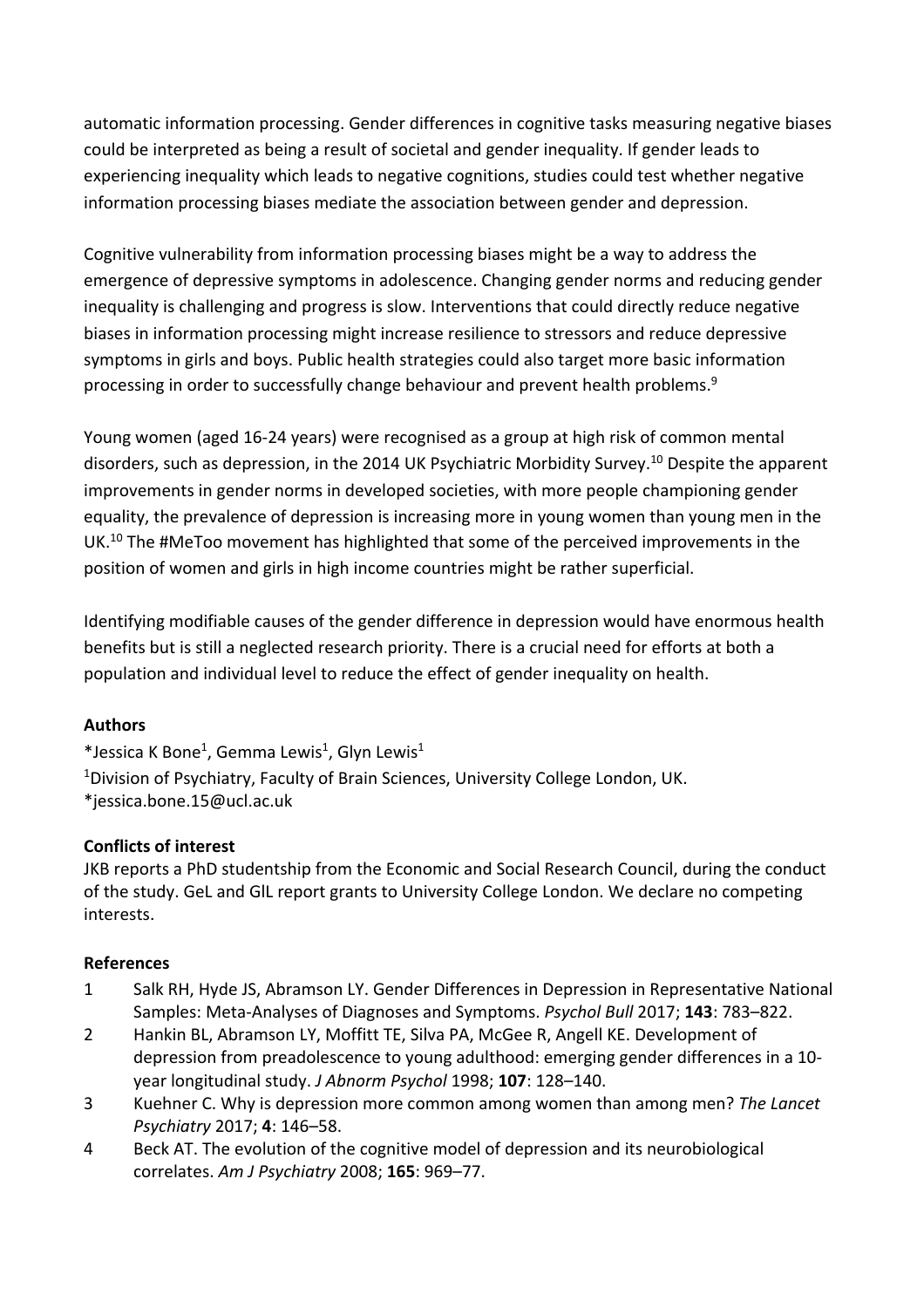automatic information processing. Gender differences in cognitive tasks measuring negative biases could be interpreted as being a result of societal and gender inequality. If gender leads to experiencing inequality which leads to negative cognitions, studies could test whether negative information processing biases mediate the association between gender and depression.

Cognitive vulnerability from information processing biases might be a way to address the emergence of depressive symptoms in adolescence. Changing gender norms and reducing gender inequality is challenging and progress is slow. Interventions that could directly reduce negative biases in information processing might increase resilience to stressors and reduce depressive symptoms in girls and boys. Public health strategies could also target more basic information processing in order to successfully change behaviour and prevent health problems.[9]

Young women (aged 16-24 years) were recognised as a group at high risk of common mental disorders, such as depression, in the 2014 UK Psychiatric Morbidity Survey.[10] Despite the apparent improvements in gender norms in developed societies, with more people championing gender equality, the prevalence of depression is increasing more in young women than young men in the UK.[10] The #MeToo movement has highlighted that some of the perceived improvements in the position of women and girls in high income countries might be rather superficial.

Identifying modifiable causes of the gender difference in depression would have enormous health benefits but is still a neglected research priority. There is a crucial need for efforts at both a population and individual level to reduce the effect of gender inequality on health.

**Authors**

*Jessica K Bone[1], Gemma Lewis[1], Glyn Lewis[1]

[1]Division of Psychiatry, Faculty of Brain Sciences, University College London, UK.

*jessica.bone.15@ucl.ac.uk

**Conflicts of interest**

JKB reports a PhD studentship from the Economic and Social Research Council, during the conduct of the study. GeL and GlL report grants to University College London. We declare no competing interests.

**References**

1. Salk RH, Hyde JS, Abramson LY. Gender Differences in Depression in Representative National Samples: Meta-Analyses of Diagnoses and Symptoms. *Psychol Bull* 2017; **143**: 783–822.
2. Hankin BL, Abramson LY, Moffitt TE, Silva PA, McGee R, Angell KE. Development of depression from preadolescence to young adulthood: emerging gender differences in a 10-year longitudinal study. *J Abnorm Psychol* 1998; **107**: 128–140.
3. Kuehner C. Why is depression more common among women than among men? *The Lancet Psychiatry* 2017; **4**: 146–58.
4. Beck AT. The evolution of the cognitive model of depression and its neurobiological correlates. *Am J Psychiatry* 2008; **165**: 969–77.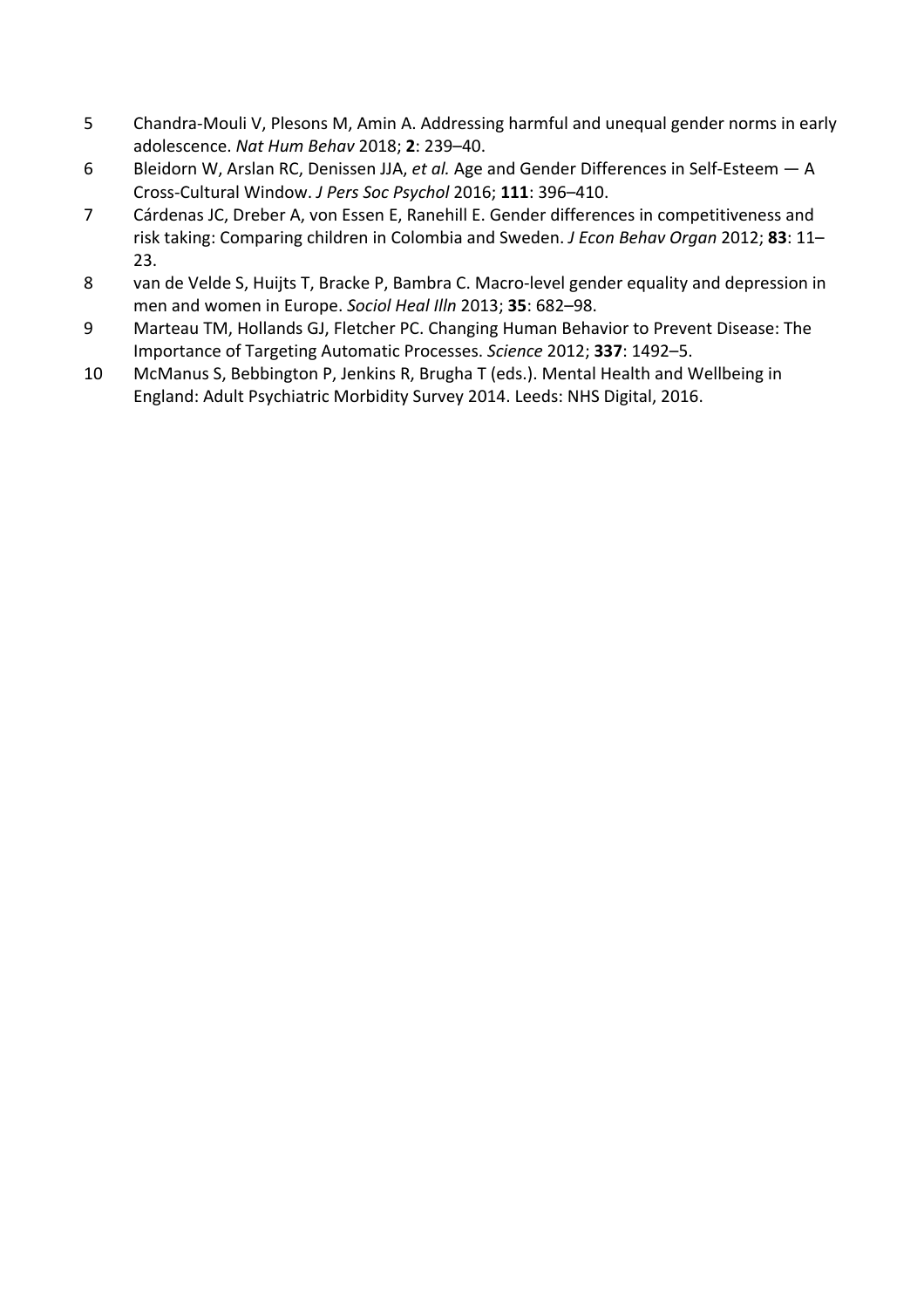5 Chandra-Mouli V, Plesons M, Amin A. Addressing harmful and unequal gender norms in early adolescence. *Nat Hum Behav* 2018; **2**: 239–40.

6 Bleidorn W, Arslan RC, Denissen JJA, *et al.* Age and Gender Differences in Self-Esteem — A Cross-Cultural Window. *J Pers Soc Psychol* 2016; **111**: 396–410.

7 Cárdenas JC, Dreber A, von Essen E, Ranehill E. Gender differences in competitiveness and risk taking: Comparing children in Colombia and Sweden. *J Econ Behav Organ* 2012; **83**: 11–23.

8 van de Velde S, Huijts T, Bracke P, Bambra C. Macro-level gender equality and depression in men and women in Europe. *Sociol Heal Illn* 2013; **35**: 682–98.

9 Marteau TM, Hollands GJ, Fletcher PC. Changing Human Behavior to Prevent Disease: The Importance of Targeting Automatic Processes. *Science* 2012; **337**: 1492–5.

10 McManus S, Bebbington P, Jenkins R, Brugha T (eds.). Mental Health and Wellbeing in England: Adult Psychiatric Morbidity Survey 2014. Leeds: NHS Digital, 2016.